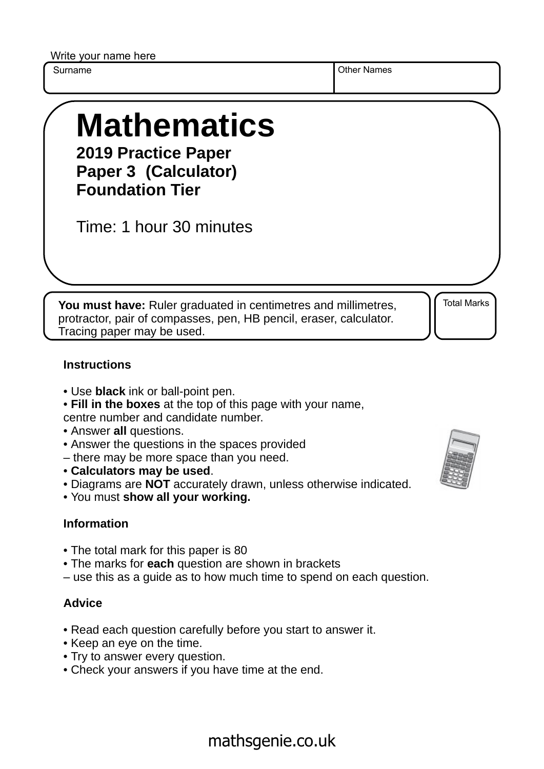Write your name here

| Surname | Other Names |
| --- | --- |
| | |

# Mathematics

**2019 Practice Paper**
**Paper 3 (Calculator)**
**Foundation Tier**

Time: 1 hour 30 minutes

**You must have:** Ruler graduated in centimetres and millimetres, protractor, pair of compasses, pen, HB pencil, eraser, calculator. Tracing paper may be used.

Total Marks

### Instructions

- Use **black** ink or ball-point pen.
- **Fill in the boxes** at the top of this page with your name, centre number and candidate number.
- Answer **all** questions.
- Answer the questions in the spaces provided – there may be more space than you need.
- **Calculators may be used**.
- Diagrams are **NOT** accurately drawn, unless otherwise indicated.
- You must **show all your working.**

### Information

- The total mark for this paper is 80
- The marks for **each** question are shown in brackets – use this as a guide as to how much time to spend on each question.

### Advice

- Read each question carefully before you start to answer it.
- Keep an eye on the time.
- Try to answer every question.
- Check your answers if you have time at the end.

mathsgenie.co.uk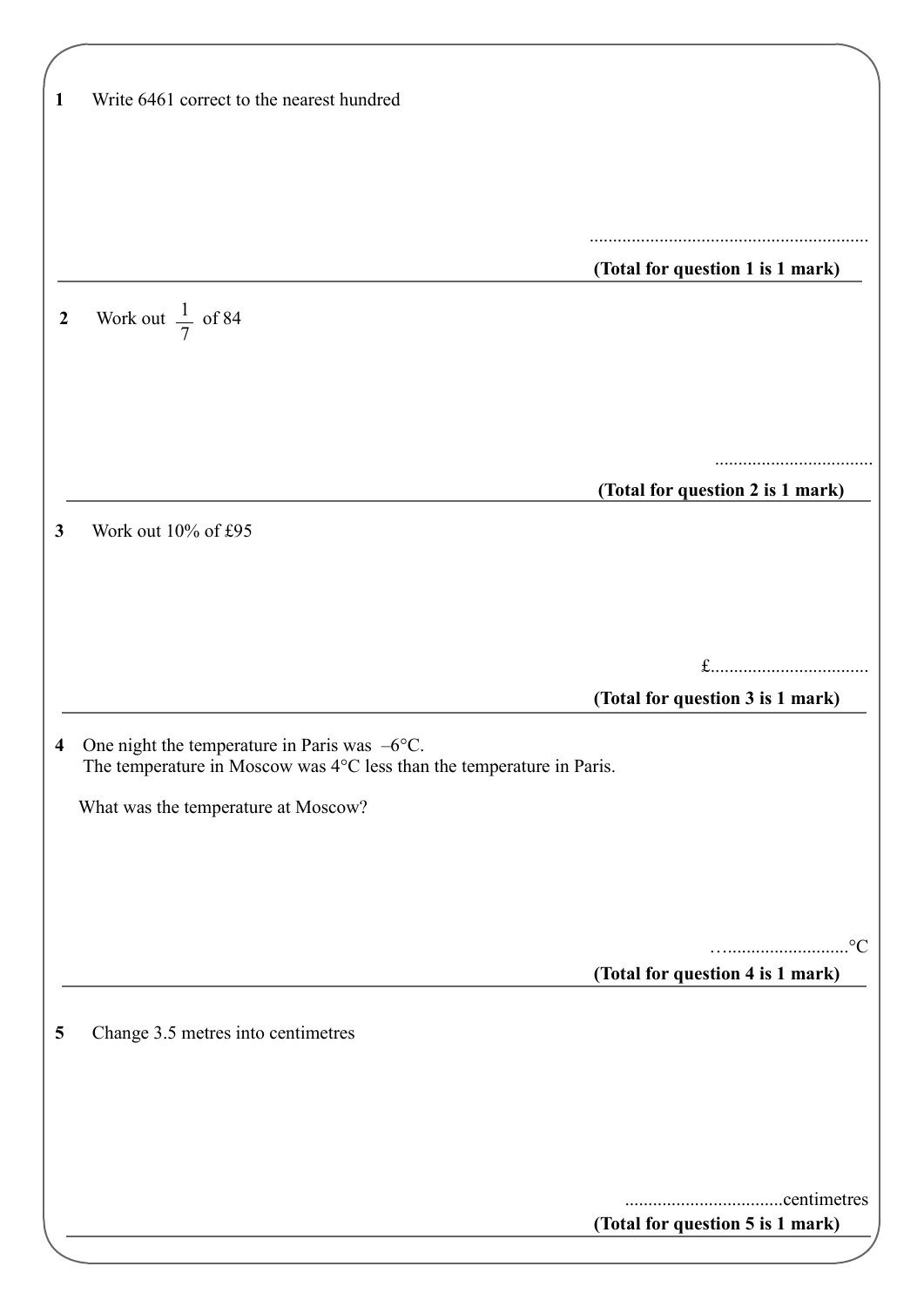**1** Write 6461 correct to the nearest hundred

..............................................................

**(Total for question 1 is 1 mark)**

---

**2** Work out $\frac{1}{7}$ of 84

..................................

**(Total for question 2 is 1 mark)**

---

**3** Work out 10% of £95

£..................................

**(Total for question 3 is 1 mark)**

---

**4** One night the temperature in Paris was $-6$°C.
The temperature in Moscow was 4°C less than the temperature in Paris.

What was the temperature at Moscow?

…..........................°C

**(Total for question 4 is 1 mark)**

---

**5** Change 3.5 metres into centimetres

..................................centimetres

**(Total for question 5 is 1 mark)**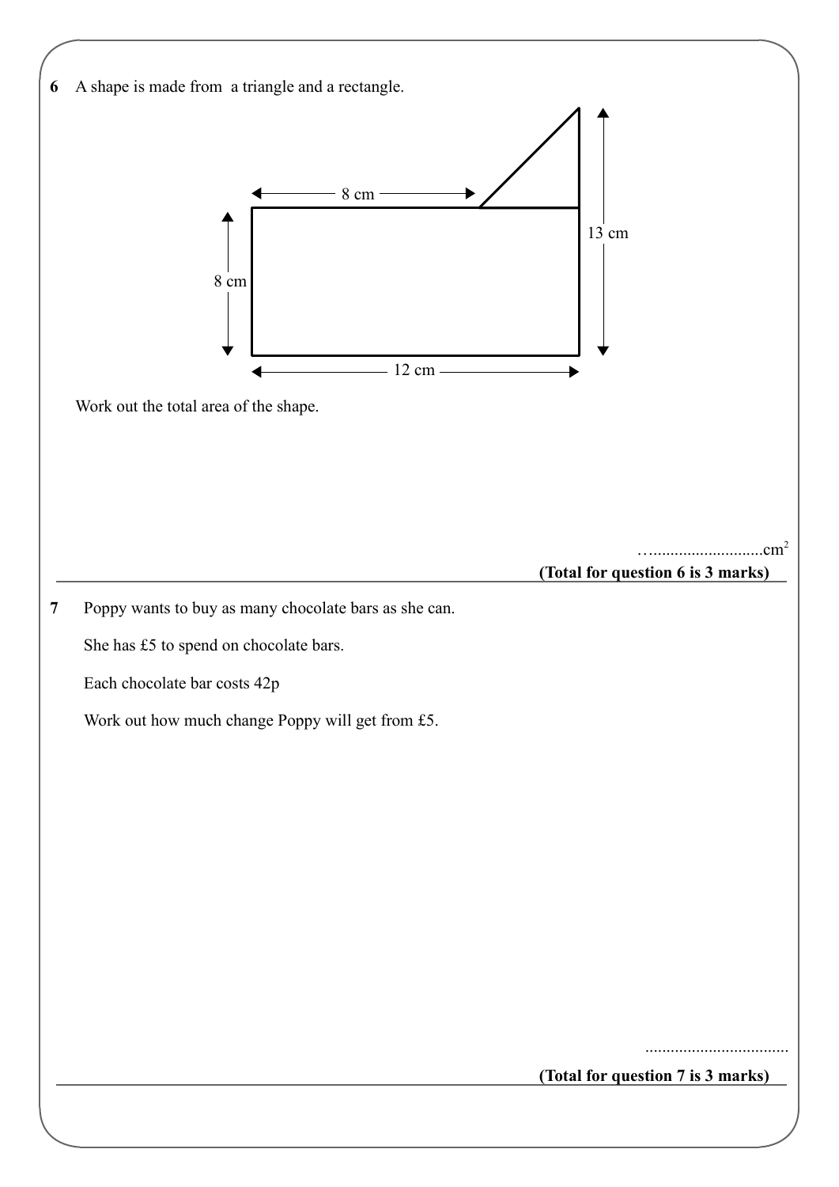**6** A shape is made from a triangle and a rectangle.

8 cm

8 cm

13 cm

12 cm

Work out the total area of the shape.

…..........................cm²

**(Total for question 6 is 3 marks)**

---

**7** Poppy wants to buy as many chocolate bars as she can.

She has £5 to spend on chocolate bars.

Each chocolate bar costs 42p

Work out how much change Poppy will get from £5.

..................................

**(Total for question 7 is 3 marks)**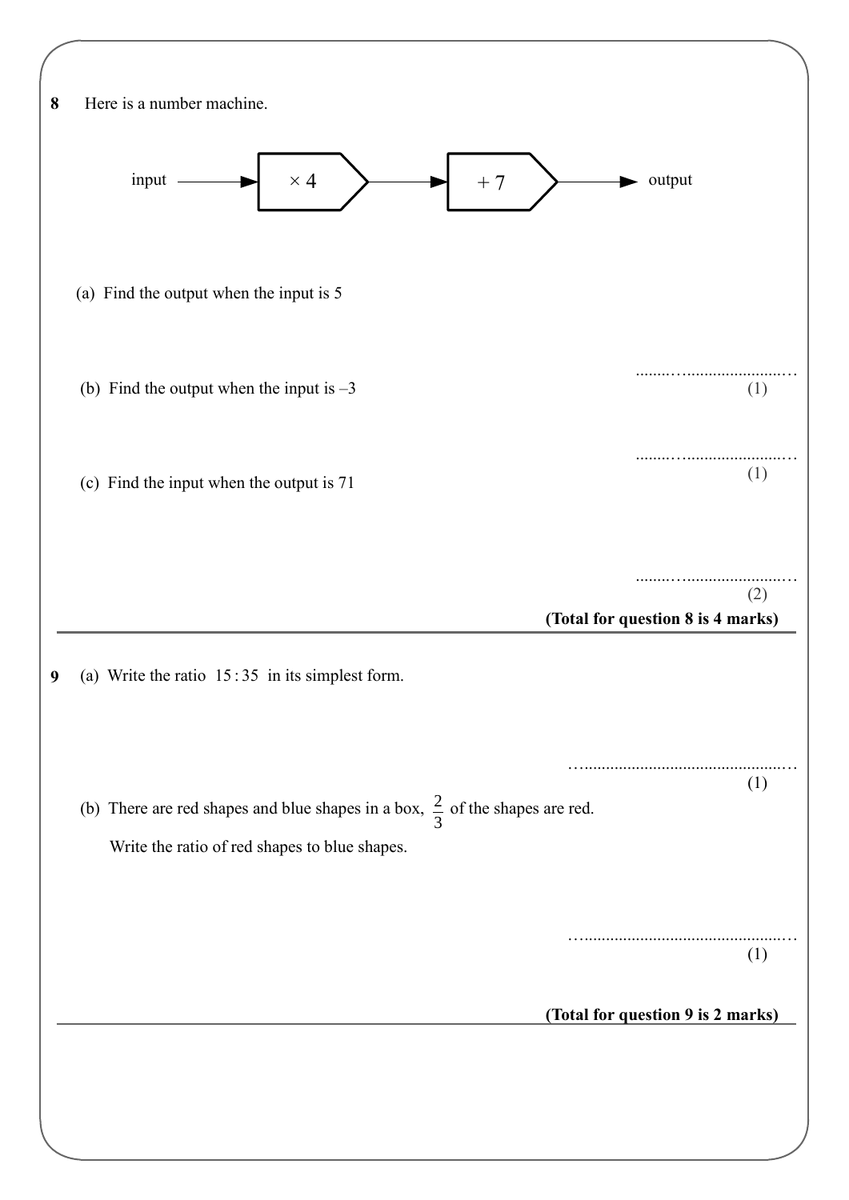**8** Here is a number machine.

input → $\times 4$ → $+ 7$ → output

(a) Find the output when the input is 5

........................................
(1)

(b) Find the output when the input is –3

........................................
(1)

(c) Find the input when the output is 71

........................................
(2)

**(Total for question 8 is 4 marks)**

---

**9** (a) Write the ratio $15 : 35$ in its simplest form.

........................................
(1)

(b) There are red shapes and blue shapes in a box, $\frac{2}{3}$ of the shapes are red.

Write the ratio of red shapes to blue shapes.

........................................
(1)

**(Total for question 9 is 2 marks)**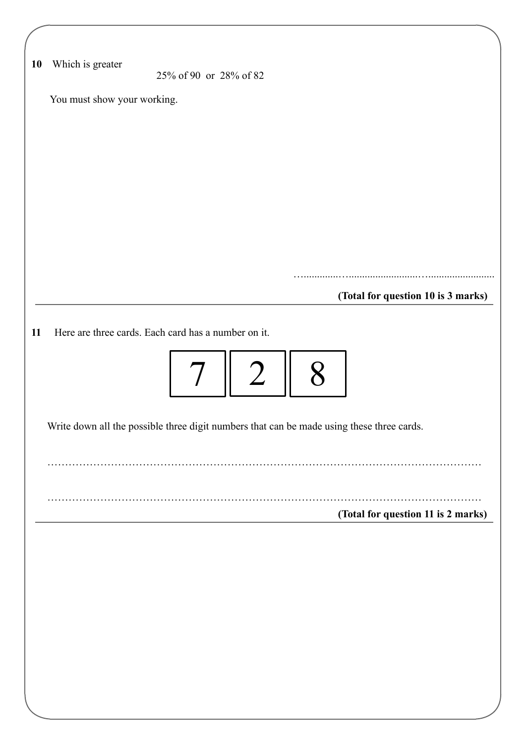**10** Which is greater

25% of 90 or 28% of 82

You must show your working.

…………………………………………

**(Total for question 10 is 3 marks)**

---

**11** Here are three cards. Each card has a number on it.

| 7 | 2 | 8 |
|---|---|---|

Write down all the possible three digit numbers that can be made using these three cards.

……………………………………………………………………………………………………

……………………………………………………………………………………………………

**(Total for question 11 is 2 marks)**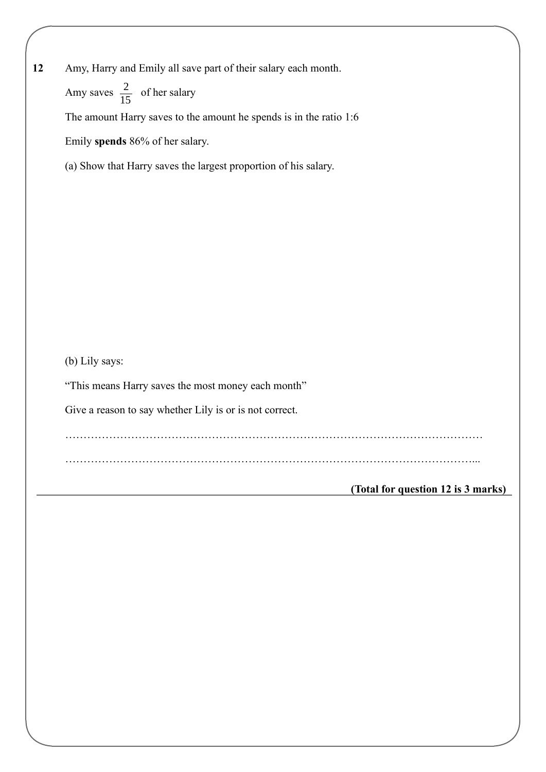**12** Amy, Harry and Emily all save part of their salary each month.

Amy saves $\frac{2}{15}$ of her salary

The amount Harry saves to the amount he spends is in the ratio 1:6

Emily **spends** 86% of her salary.

(a) Show that Harry saves the largest proportion of his salary.

(b) Lily says:

"This means Harry saves the most money each month"

Give a reason to say whether Lily is or is not correct.

……………………………………………………………………………………………………

…………………………………………………………………………………………………...

**(Total for question 12 is 3 marks)**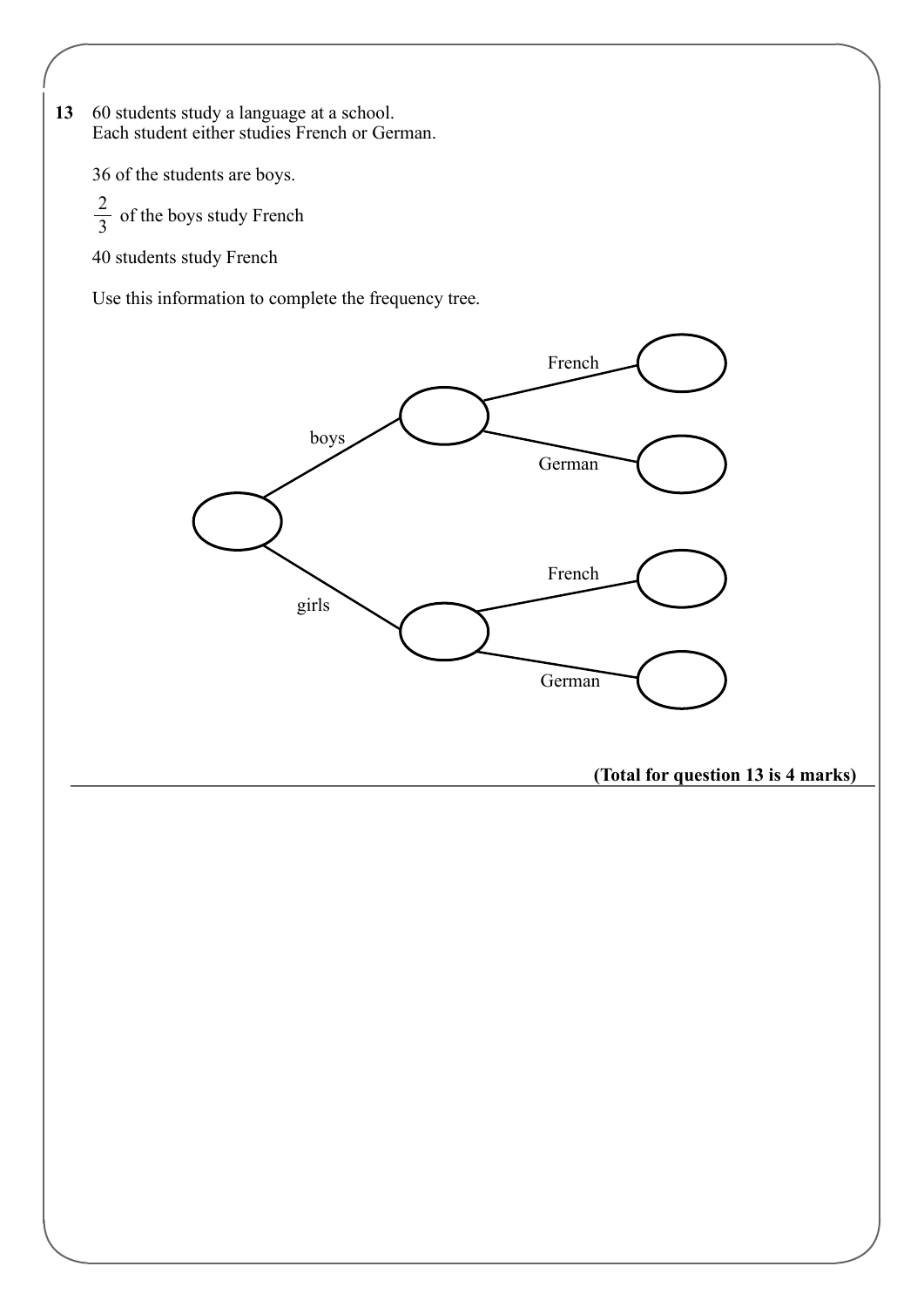**13** 60 students study a language at a school.
Each student either studies French or German.

36 of the students are boys.

$\frac{2}{3}$ of the boys study French

40 students study French

Use this information to complete the frequency tree.

```
                          French
                    ┌──────────── (    )
          boys      │
       ┌──── (    ) ┤
       │            │ German
       │            └──────────── (    )
(    ) ┤
       │                  French
       │            ┌──────────── (    )
       │  girls     │
       └──── (    ) ┤
                    │ German
                    └──────────── (    )
```

**(Total for question 13 is 4 marks)**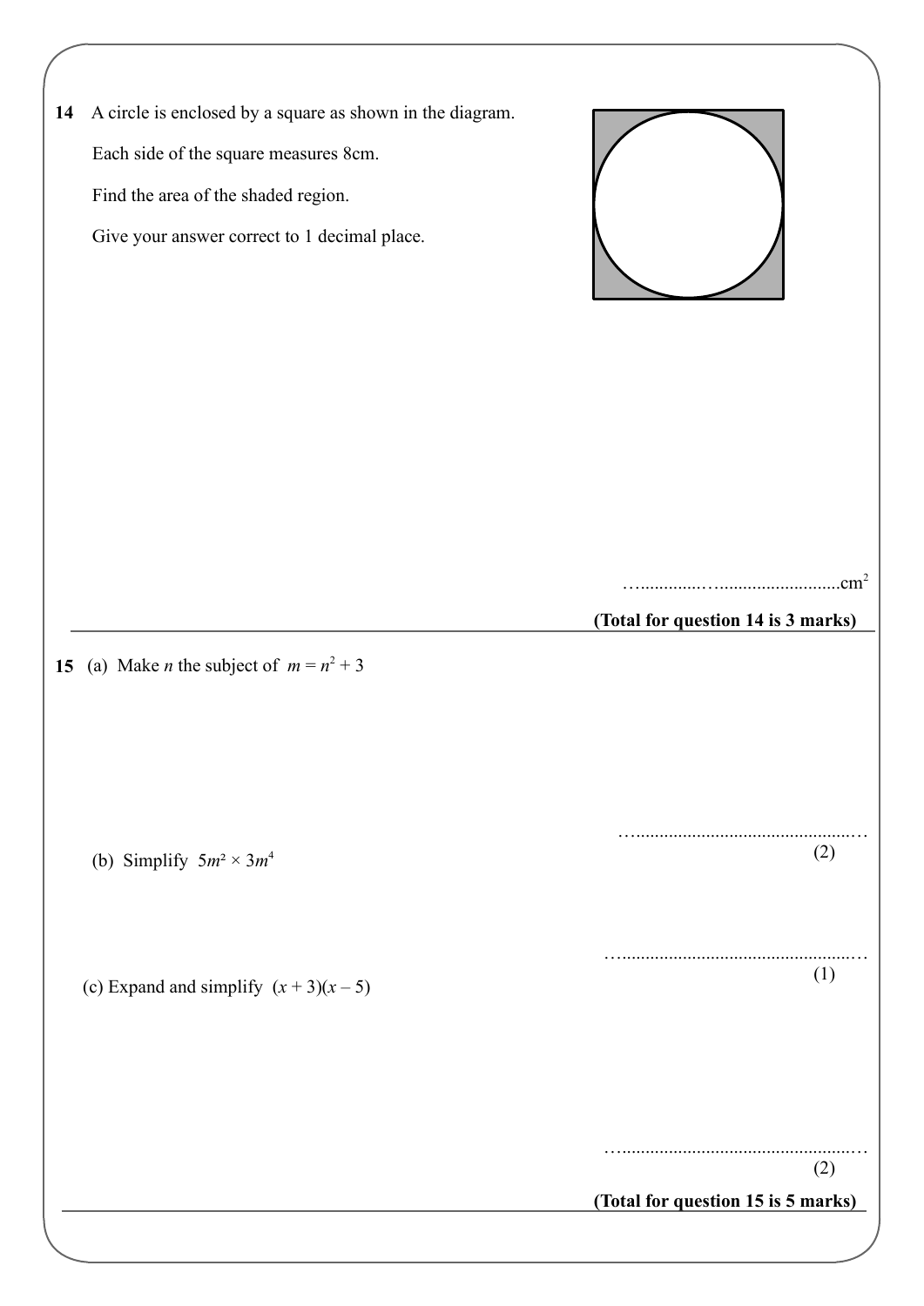**14** A circle is enclosed by a square as shown in the diagram.

Each side of the square measures 8cm.

Find the area of the shaded region.

Give your answer correct to 1 decimal place.

…..............…..........................cm$^2$

**(Total for question 14 is 3 marks)**

---

**15** (a) Make $n$ the subject of $m = n^2 + 3$

…..............................................…

(2)

(b) Simplify $5m^2 \times 3m^4$

…..................................................…

(1)

(c) Expand and simplify $(x + 3)(x - 5)$

…..................................................…

(2)

**(Total for question 15 is 5 marks)**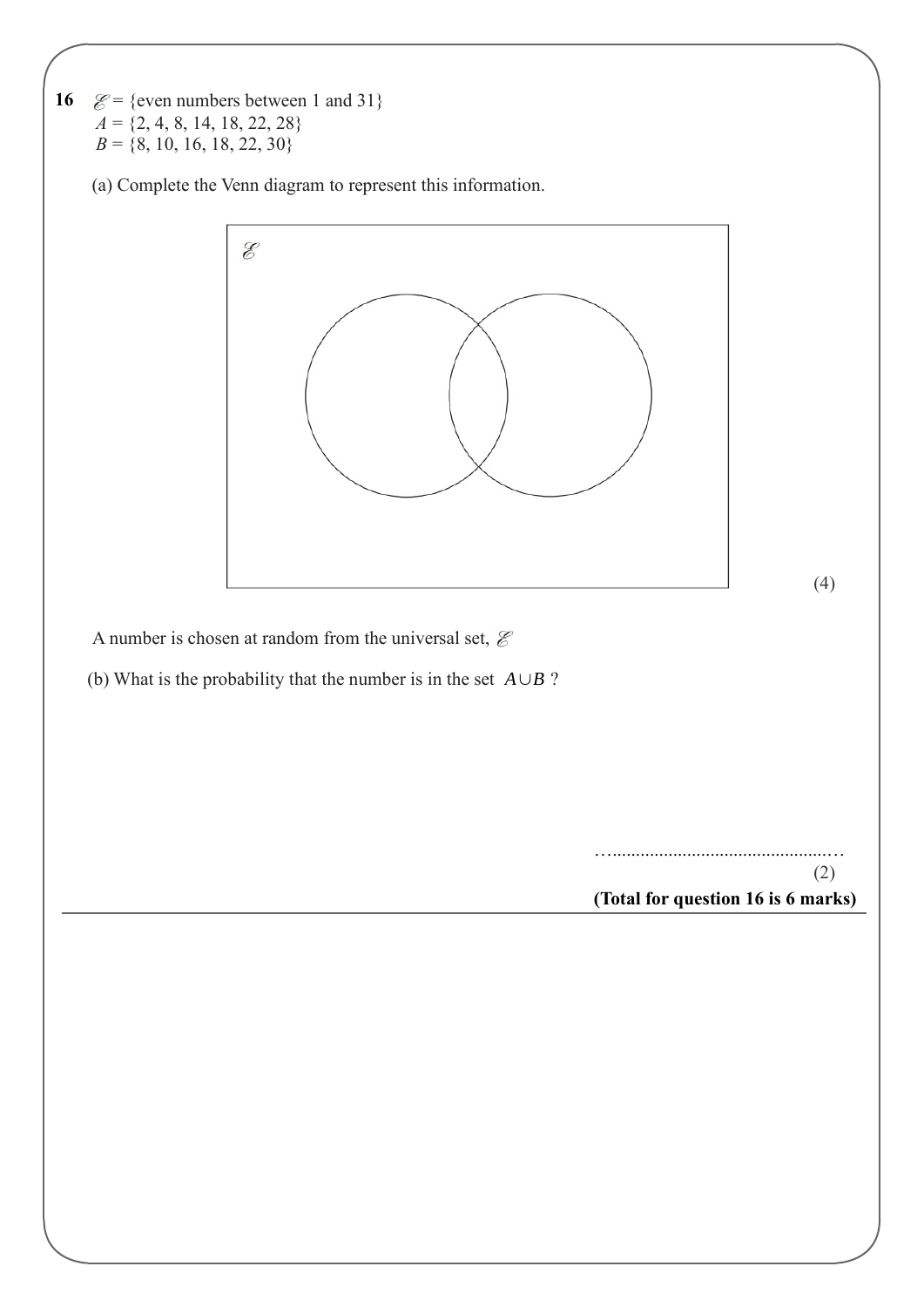**16** $\mathscr{E}$ = {even numbers between 1 and 31}
$A$ = {2, 4, 8, 14, 18, 22, 28}
$B$ = {8, 10, 16, 18, 22, 30}

(a) Complete the Venn diagram to represent this information.

(4)

A number is chosen at random from the universal set, $\mathscr{E}$

(b) What is the probability that the number is in the set $A \cup B$ ?

…...............................................…

(2)

**(Total for question 16 is 6 marks)**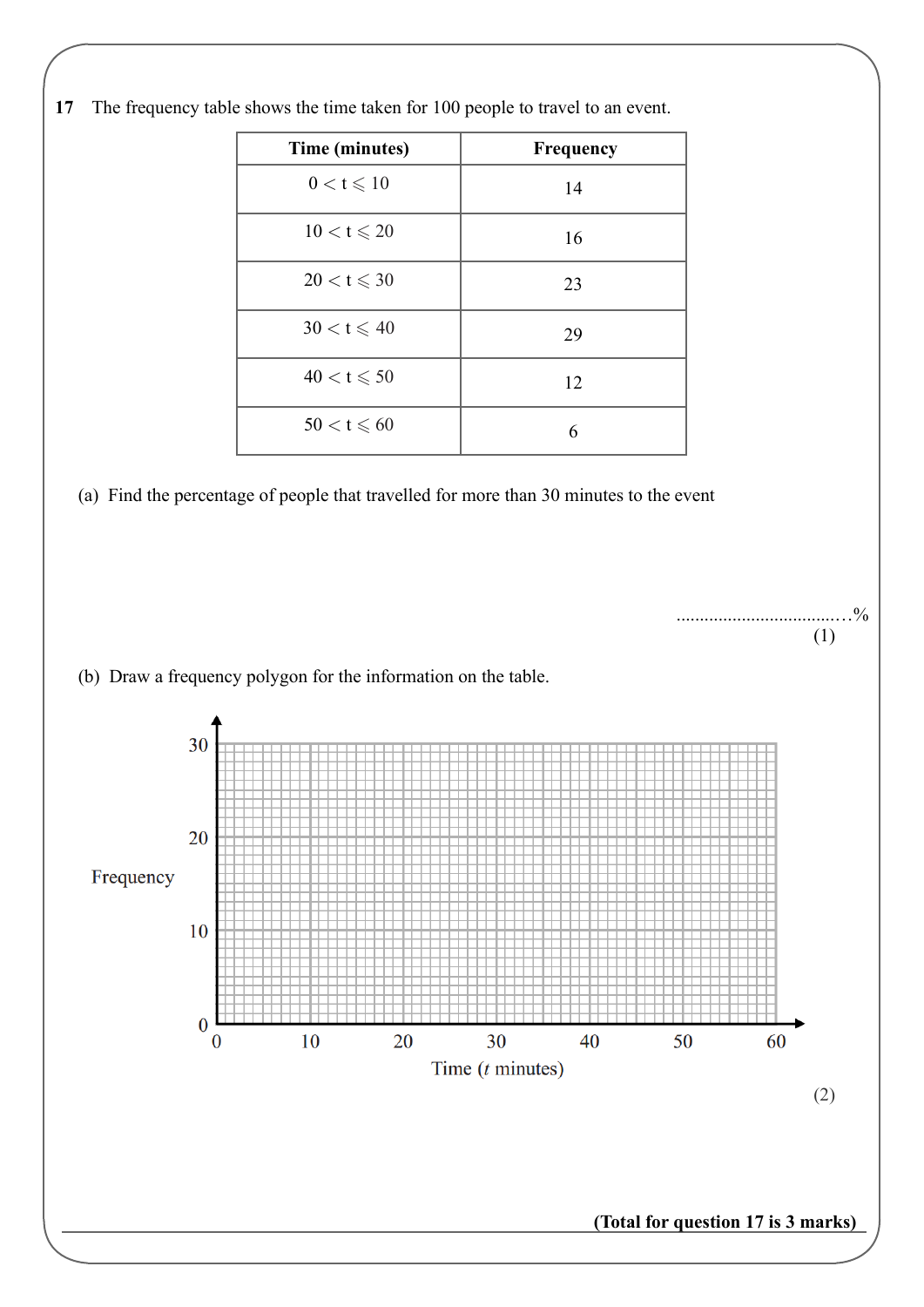**17** The frequency table shows the time taken for 100 people to travel to an event.

| Time (minutes) | Frequency |
|---|---|
| $0 < t \leqslant 10$ | 14 |
| $10 < t \leqslant 20$ | 16 |
| $20 < t \leqslant 30$ | 23 |
| $30 < t \leqslant 40$ | 29 |
| $40 < t \leqslant 50$ | 12 |
| $50 < t \leqslant 60$ | 6 |

(a) Find the percentage of people that travelled for more than 30 minutes to the event

..................................%

**(1)**

(b) Draw a frequency polygon for the information on the table.

Frequency

30

20

10

0

0 10 20 30 40 50 60

Time ($t$ minutes)

**(2)**

**(Total for question 17 is 3 marks)**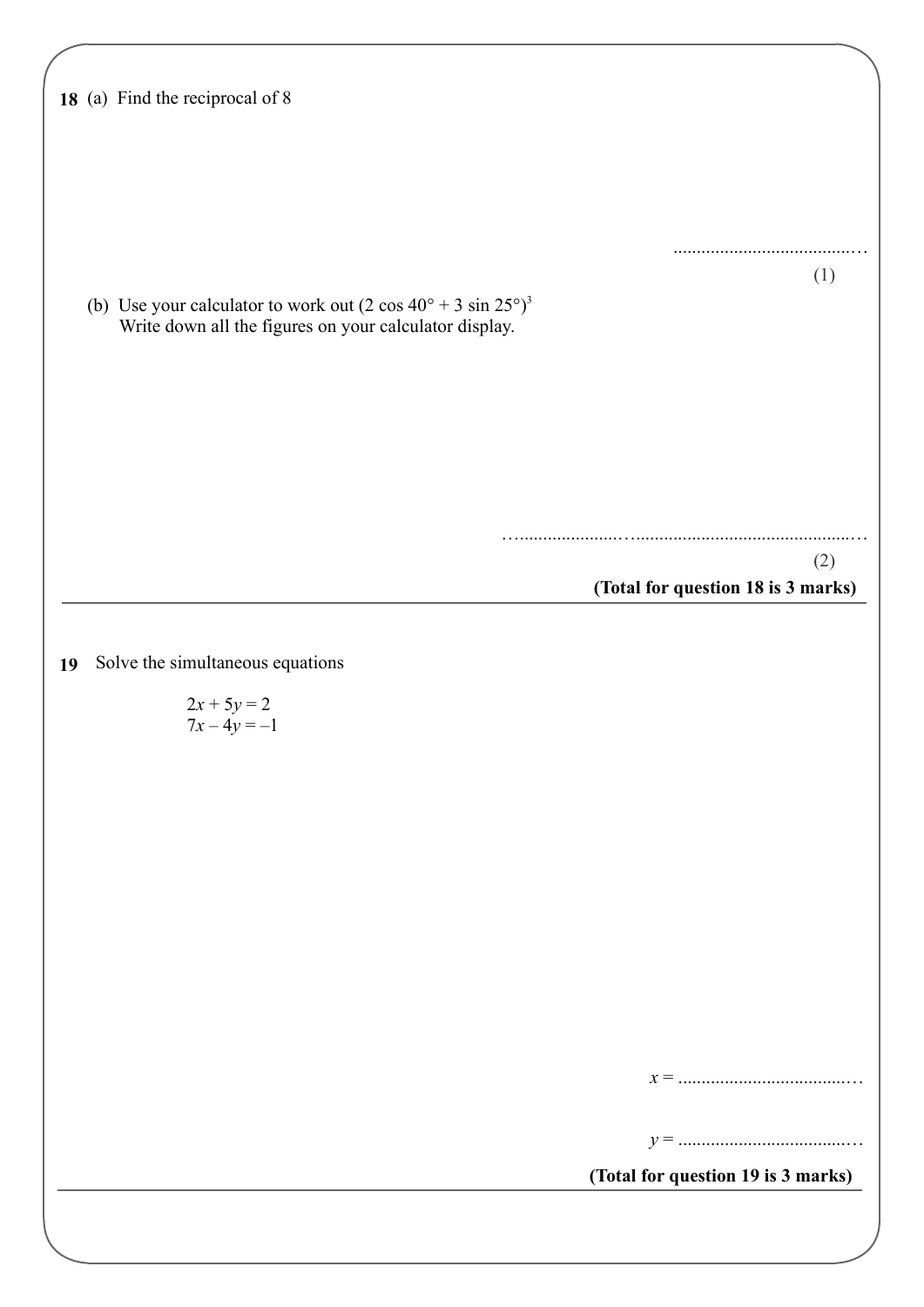**18** (a) Find the reciprocal of 8

..........................................

(1)

(b) Use your calculator to work out $(2 \cos 40° + 3 \sin 25°)^3$
Write down all the figures on your calculator display.

..........................................

(2)

**(Total for question 18 is 3 marks)**

---

**19** Solve the simultaneous equations

$$2x + 5y = 2$$
$$7x - 4y = -1$$

$x$ = ..........................................

$y$ = ..........................................

**(Total for question 19 is 3 marks)**

---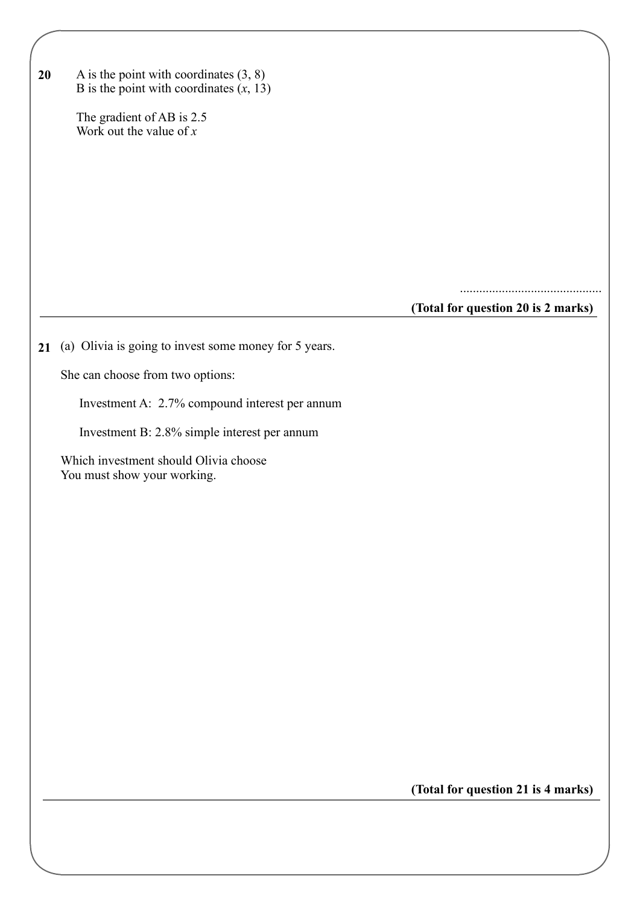**20** A is the point with coordinates (3, 8)
B is the point with coordinates ($x$, 13)

The gradient of AB is 2.5
Work out the value of $x$

............................................

**(Total for question 20 is 2 marks)**

---

**21** (a) Olivia is going to invest some money for 5 years.

She can choose from two options:

Investment A: 2.7% compound interest per annum

Investment B: 2.8% simple interest per annum

Which investment should Olivia choose
You must show your working.

**(Total for question 21 is 4 marks)**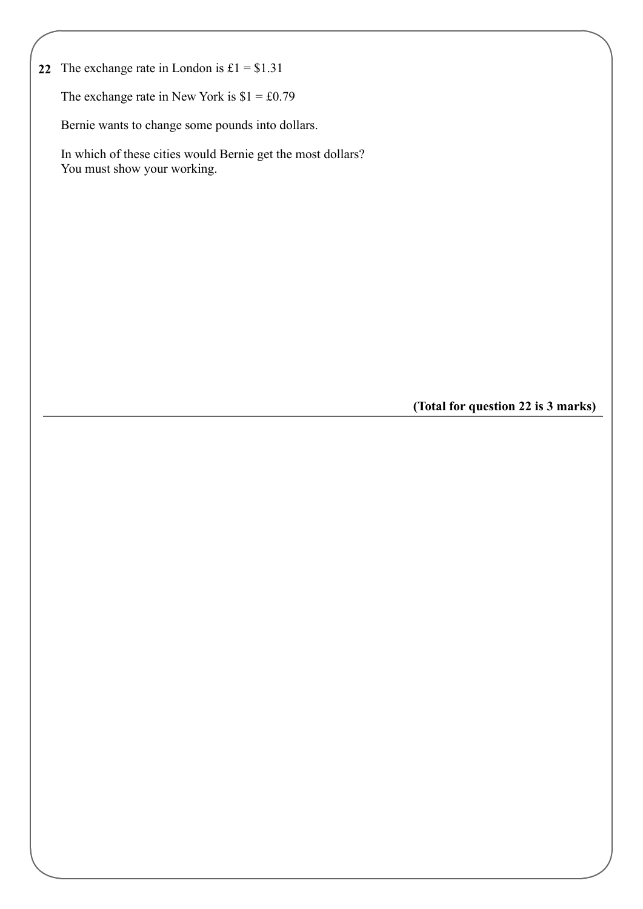**22** The exchange rate in London is £1 = $1.31

The exchange rate in New York is $1 = £0.79

Bernie wants to change some pounds into dollars.

In which of these cities would Bernie get the most dollars?
You must show your working.

**(Total for question 22 is 3 marks)**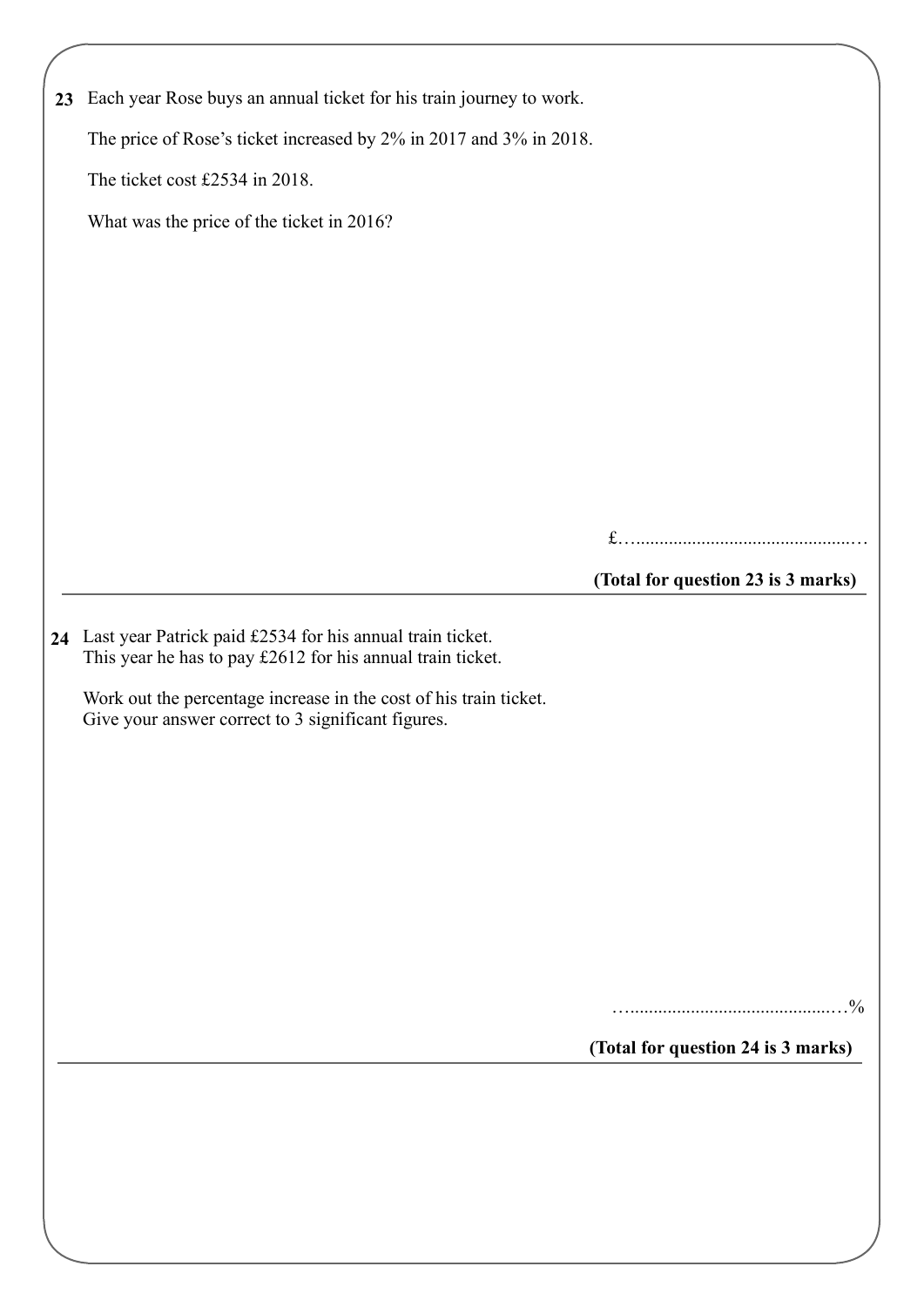**23** Each year Rose buys an annual ticket for his train journey to work.

The price of Rose's ticket increased by 2% in 2017 and 3% in 2018.

The ticket cost £2534 in 2018.

What was the price of the ticket in 2016?

£…………………………………………

**(Total for question 23 is 3 marks)**

---

**24** Last year Patrick paid £2534 for his annual train ticket.
This year he has to pay £2612 for his annual train ticket.

Work out the percentage increase in the cost of his train ticket.
Give your answer correct to 3 significant figures.

…………………………………………%

**(Total for question 24 is 3 marks)**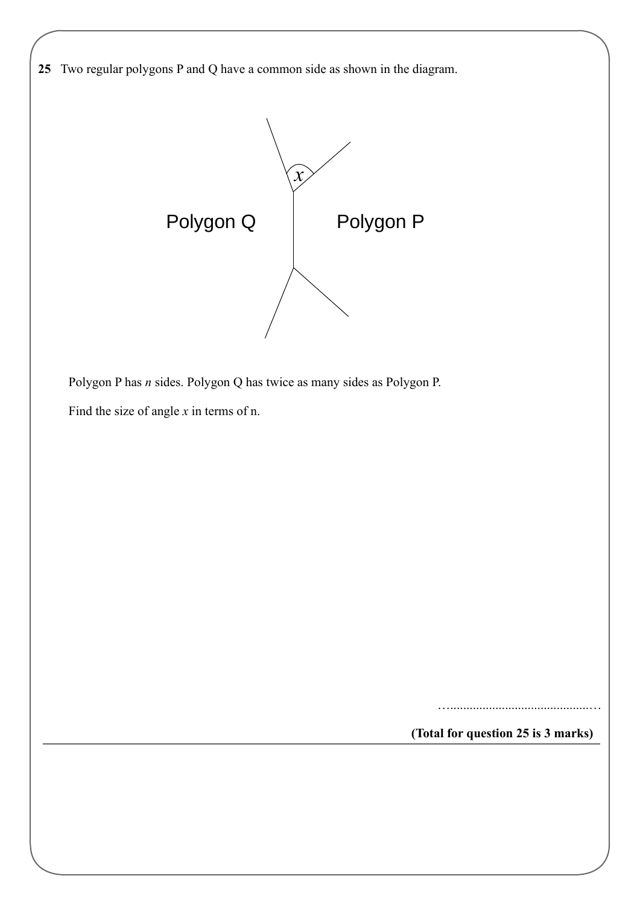**25** Two regular polygons P and Q have a common side as shown in the diagram.

Polygon Q

Polygon P

$x$

Polygon P has $n$ sides. Polygon Q has twice as many sides as Polygon P.

Find the size of angle $x$ in terms of n.

……………………………………………

**(Total for question 25 is 3 marks)**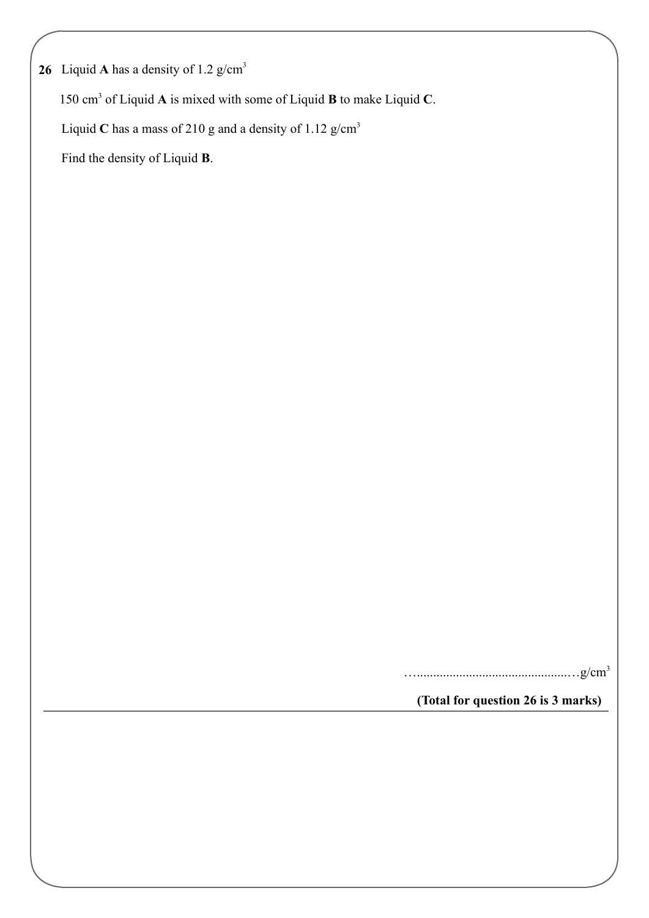**26** Liquid **A** has a density of 1.2 g/cm$^3$

150 cm$^3$ of Liquid **A** is mixed with some of Liquid **B** to make Liquid **C**.

Liquid **C** has a mass of 210 g and a density of 1.12 g/cm$^3$

Find the density of Liquid **B**.

…..............................................…g/cm$^3$

**(Total for question 26 is 3 marks)**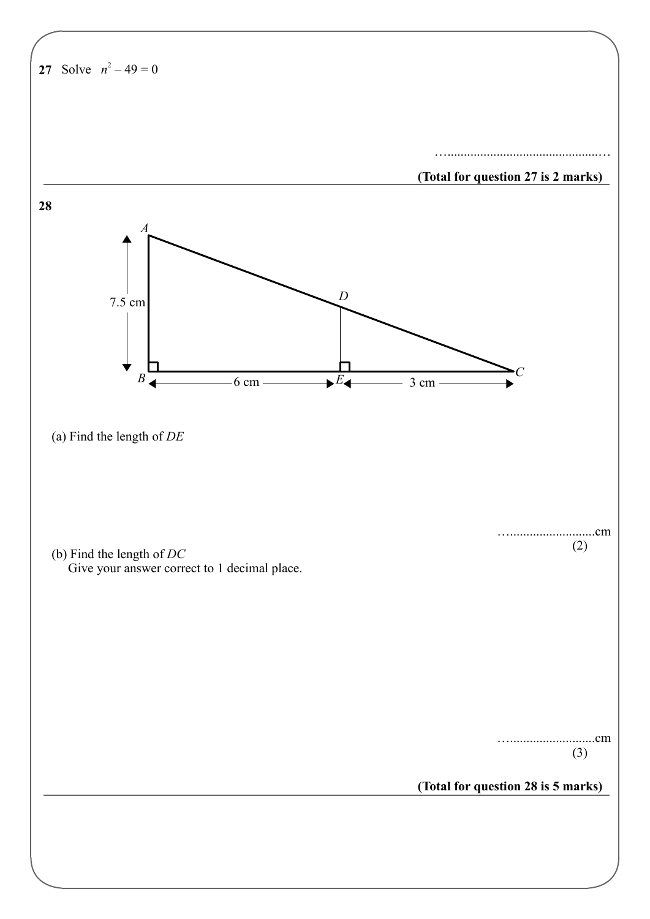**27** Solve $n^2 - 49 = 0$

……………………………………………

**(Total for question 27 is 2 marks)**

---

**28**

A

D

7.5 cm

B 6 cm E 3 cm C

(a) Find the length of $DE$

…………………………cm
(2)

(b) Find the length of $DC$
Give your answer correct to 1 decimal place.

…………………………cm
(3)

**(Total for question 28 is 5 marks)**